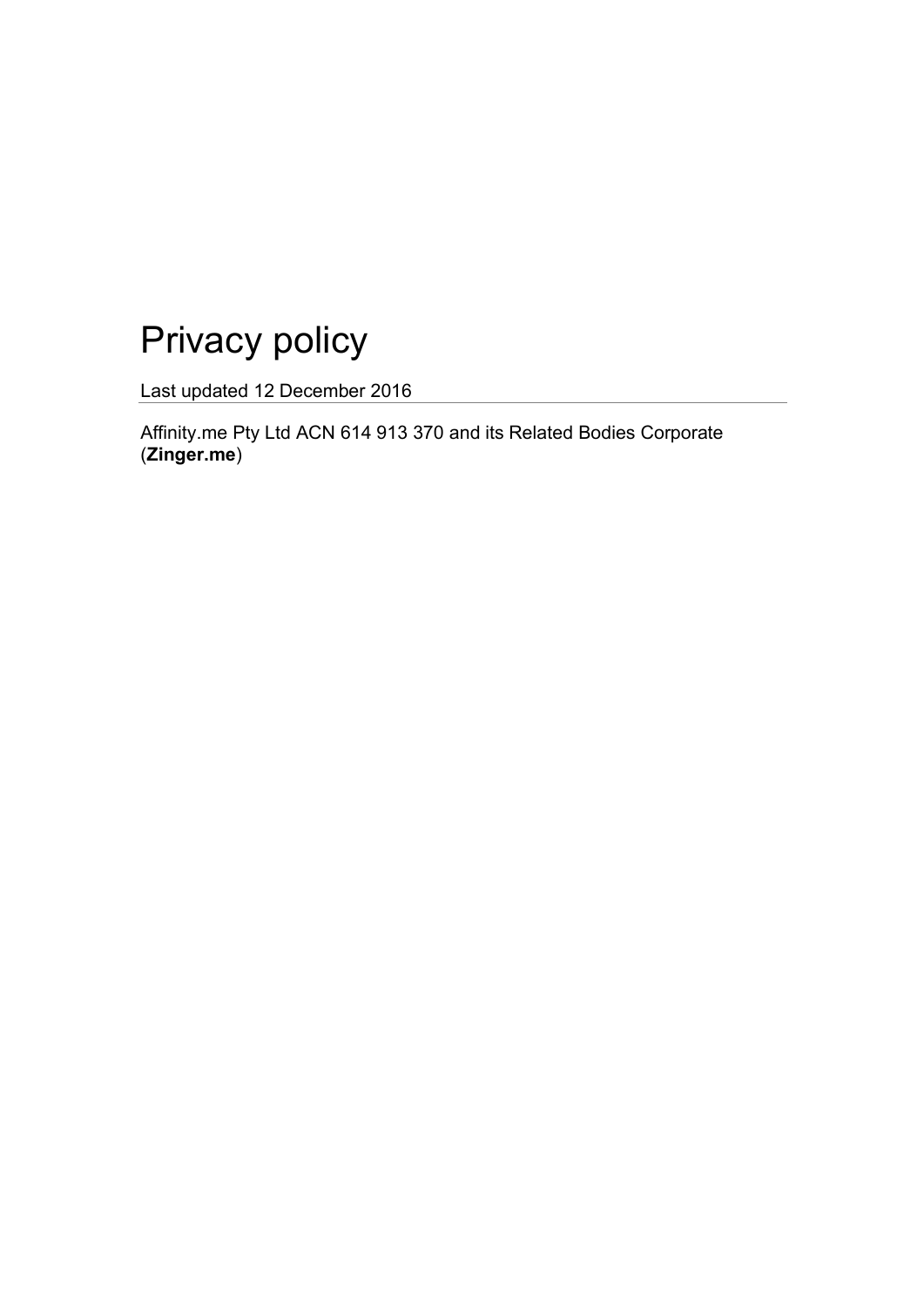# Privacy policy

Last updated 12 December 2016

---

Affinity.me Pty Ltd ACN 614 913 370 and its Related Bodies Corporate (**Zinger.me**)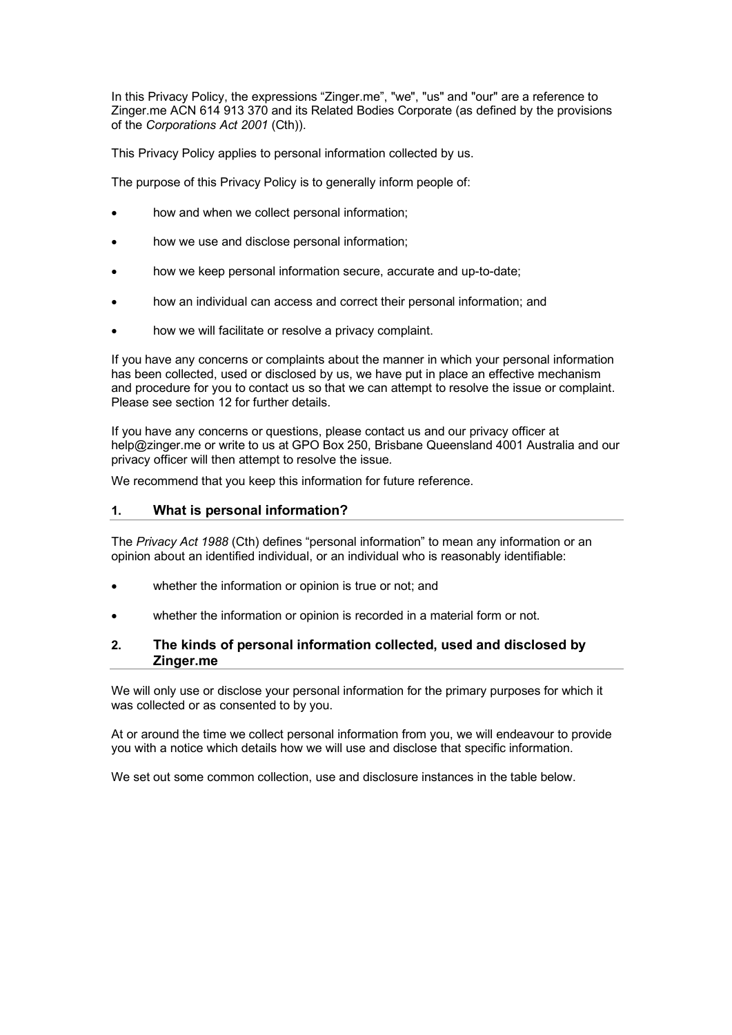In this Privacy Policy, the expressions "Zinger.me", "we", "us" and "our" are a reference to Zinger.me ACN 614 913 370 and its Related Bodies Corporate (as defined by the provisions of the *Corporations Act 2001* (Cth)).

This Privacy Policy applies to personal information collected by us.

The purpose of this Privacy Policy is to generally inform people of:

- how and when we collect personal information;
- how we use and disclose personal information;
- how we keep personal information secure, accurate and up-to-date;
- how an individual can access and correct their personal information; and
- how we will facilitate or resolve a privacy complaint.

If you have any concerns or complaints about the manner in which your personal information has been collected, used or disclosed by us, we have put in place an effective mechanism and procedure for you to contact us so that we can attempt to resolve the issue or complaint. Please see section 12 for further details.

If you have any concerns or questions, please contact us and our privacy officer at help@zinger.me or write to us at GPO Box 250, Brisbane Queensland 4001 Australia and our privacy officer will then attempt to resolve the issue.

We recommend that you keep this information for future reference.

## 1. What is personal information?

The *Privacy Act 1988* (Cth) defines "personal information" to mean any information or an opinion about an identified individual, or an individual who is reasonably identifiable:

- whether the information or opinion is true or not; and
- whether the information or opinion is recorded in a material form or not.

## 2. The kinds of personal information collected, used and disclosed by Zinger.me

We will only use or disclose your personal information for the primary purposes for which it was collected or as consented to by you.

At or around the time we collect personal information from you, we will endeavour to provide you with a notice which details how we will use and disclose that specific information.

We set out some common collection, use and disclosure instances in the table below.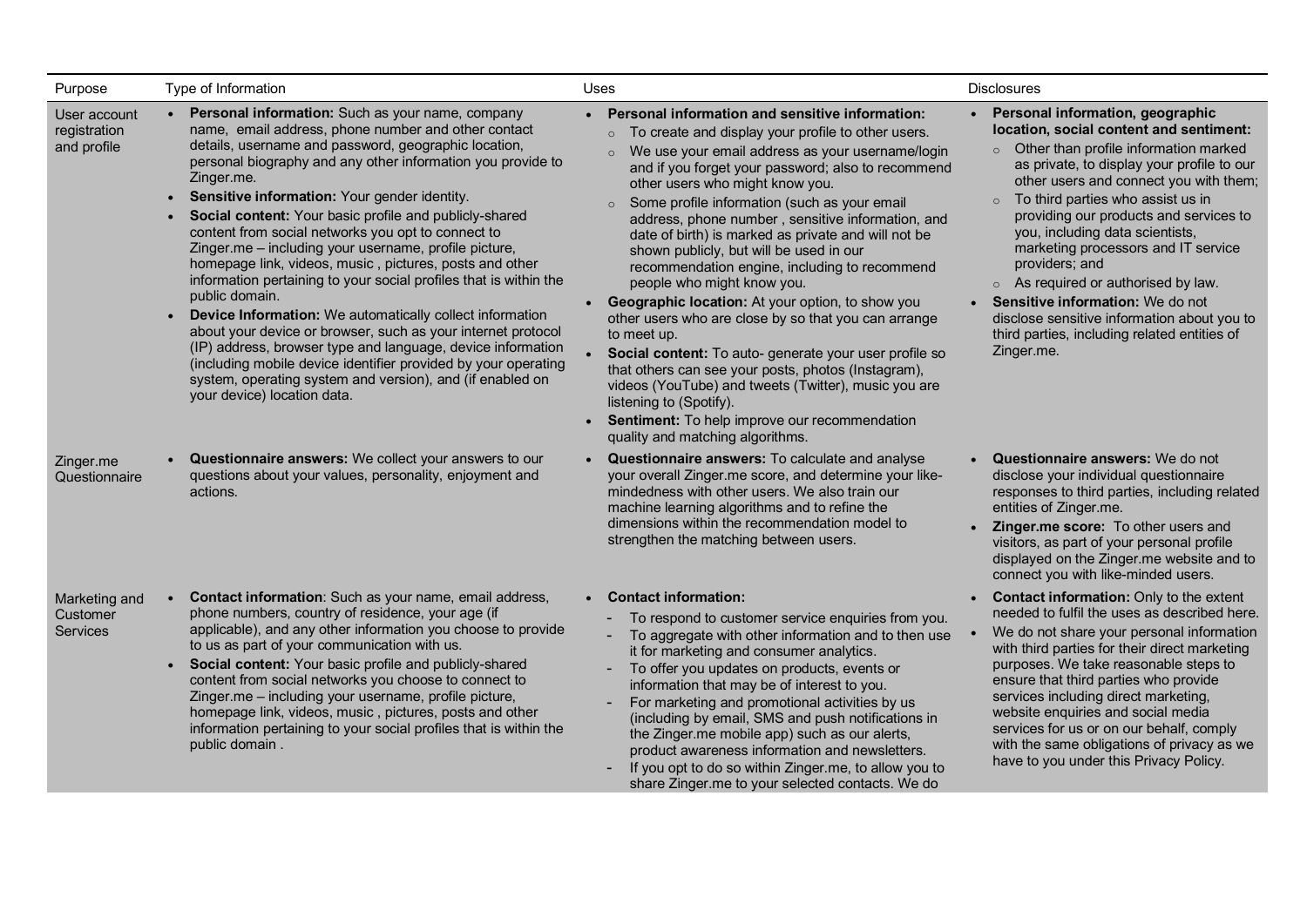| Purpose | Type of Information | Uses | Disclosures |
|---|---|---|---|
| User account registration and profile | • **Personal information:** Such as your name, company name, email address, phone number and other contact details, username and password, geographic location, personal biography and any other information you provide to Zinger.me.<br>• **Sensitive information:** Your gender identity.<br>• **Social content:** Your basic profile and publicly-shared content from social networks you opt to connect to Zinger.me – including your username, profile picture, homepage link, videos, music , pictures, posts and other information pertaining to your social profiles that is within the public domain.<br>• **Device Information:** We automatically collect information about your device or browser, such as your internet protocol (IP) address, browser type and language, device information (including mobile device identifier provided by your operating system, operating system and version), and (if enabled on your device) location data. | • **Personal information and sensitive information:**<br>◦ To create and display your profile to other users.<br>◦ We use your email address as your username/login and if you forget your password; also to recommend other users who might know you.<br>◦ Some profile information (such as your email address, phone number , sensitive information, and date of birth) is marked as private and will not be shown publicly, but will be used in our recommendation engine, including to recommend people who might know you.<br>• **Geographic location:** At your option, to show you other users who are close by so that you can arrange to meet up.<br>• **Social content:** To auto- generate your user profile so that others can see your posts, photos (Instagram), videos (YouTube) and tweets (Twitter), music you are listening to (Spotify).<br>• **Sentiment:** To help improve our recommendation quality and matching algorithms. | • **Personal information, geographic location, social content and sentiment:**<br>◦ Other than profile information marked as private, to display your profile to our other users and connect you with them;<br>◦ To third parties who assist us in providing our products and services to you, including data scientists, marketing processors and IT service providers; and<br>◦ As required or authorised by law.<br>• **Sensitive information:** We do not disclose sensitive information about you to third parties, including related entities of Zinger.me. |
| Zinger.me Questionnaire | • **Questionnaire answers:** We collect your answers to our questions about your values, personality, enjoyment and actions. | • **Questionnaire answers:** To calculate and analyse your overall Zinger.me score, and determine your like-mindedness with other users. We also train our machine learning algorithms and to refine the dimensions within the recommendation model to strengthen the matching between users. | • **Questionnaire answers:** We do not disclose your individual questionnaire responses to third parties, including related entities of Zinger.me.<br>• **Zinger.me score:** To other users and visitors, as part of your personal profile displayed on the Zinger.me website and to connect you with like-minded users. |
| Marketing and Customer Services | • **Contact information**: Such as your name, email address, phone numbers, country of residence, your age (if applicable), and any other information you choose to provide to us as part of your communication with us.<br>• **Social content:** Your basic profile and publicly-shared content from social networks you choose to connect to Zinger.me – including your username, profile picture, homepage link, videos, music , pictures, posts and other information pertaining to your social profiles that is within the public domain . | • **Contact information:**<br>- To respond to customer service enquiries from you.<br>- To aggregate with other information and to then use it for marketing and consumer analytics.<br>- To offer you updates on products, events or information that may be of interest to you.<br>- For marketing and promotional activities by us (including by email, SMS and push notifications in the Zinger.me mobile app) such as our alerts, product awareness information and newsletters.<br>- If you opt to do so within Zinger.me, to allow you to share Zinger.me to your selected contacts. We do | • **Contact information:** Only to the extent needed to fulfil the uses as described here.<br>• We do not share your personal information with third parties for their direct marketing purposes. We take reasonable steps to ensure that third parties who provide services including direct marketing, website enquiries and social media services for us or on our behalf, comply with the same obligations of privacy as we have to you under this Privacy Policy. |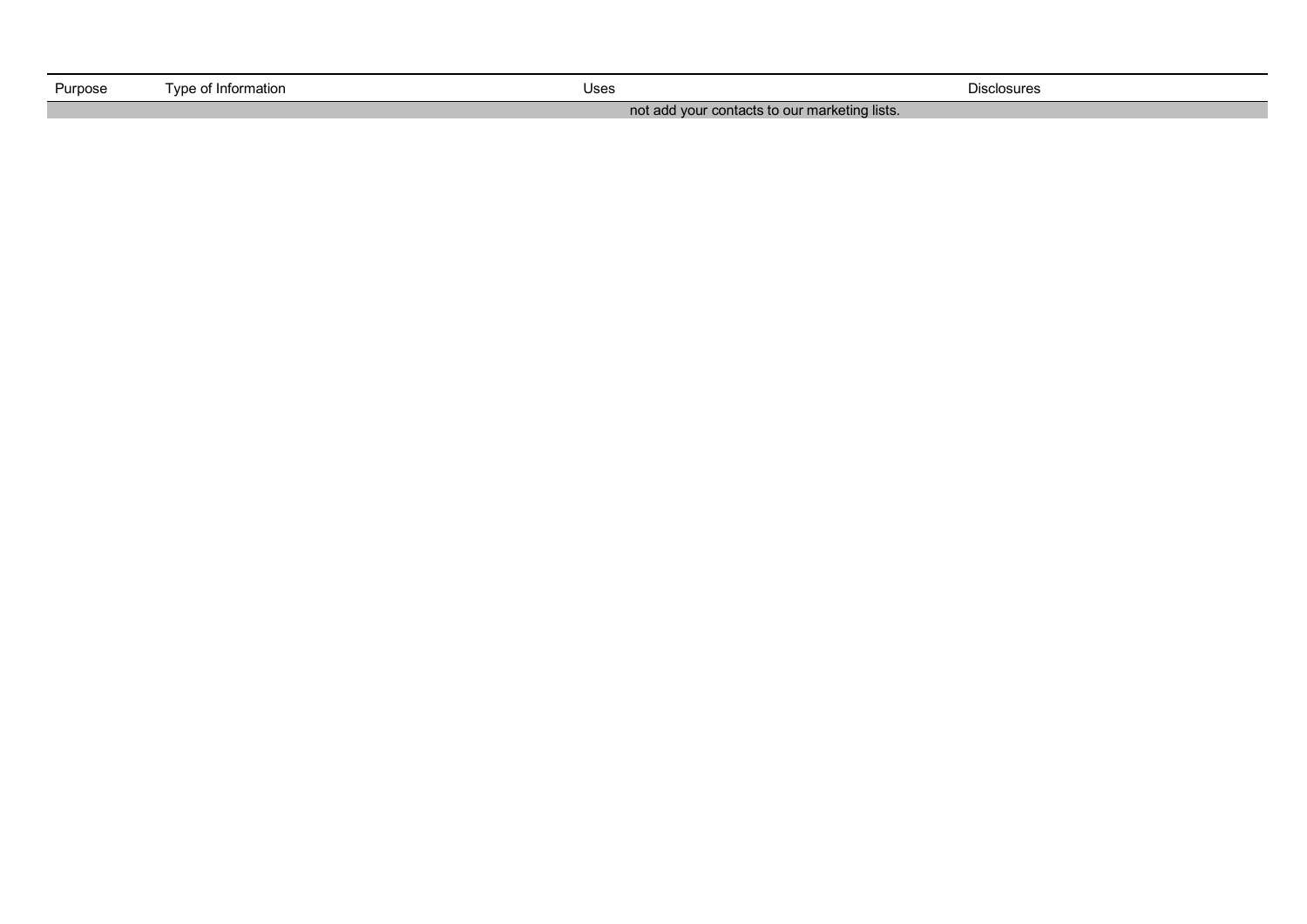| Purpose | Type of Information | Uses | Disclosures |
| --- | --- | --- | --- |
| not add your contacts to our marketing lists. | | | |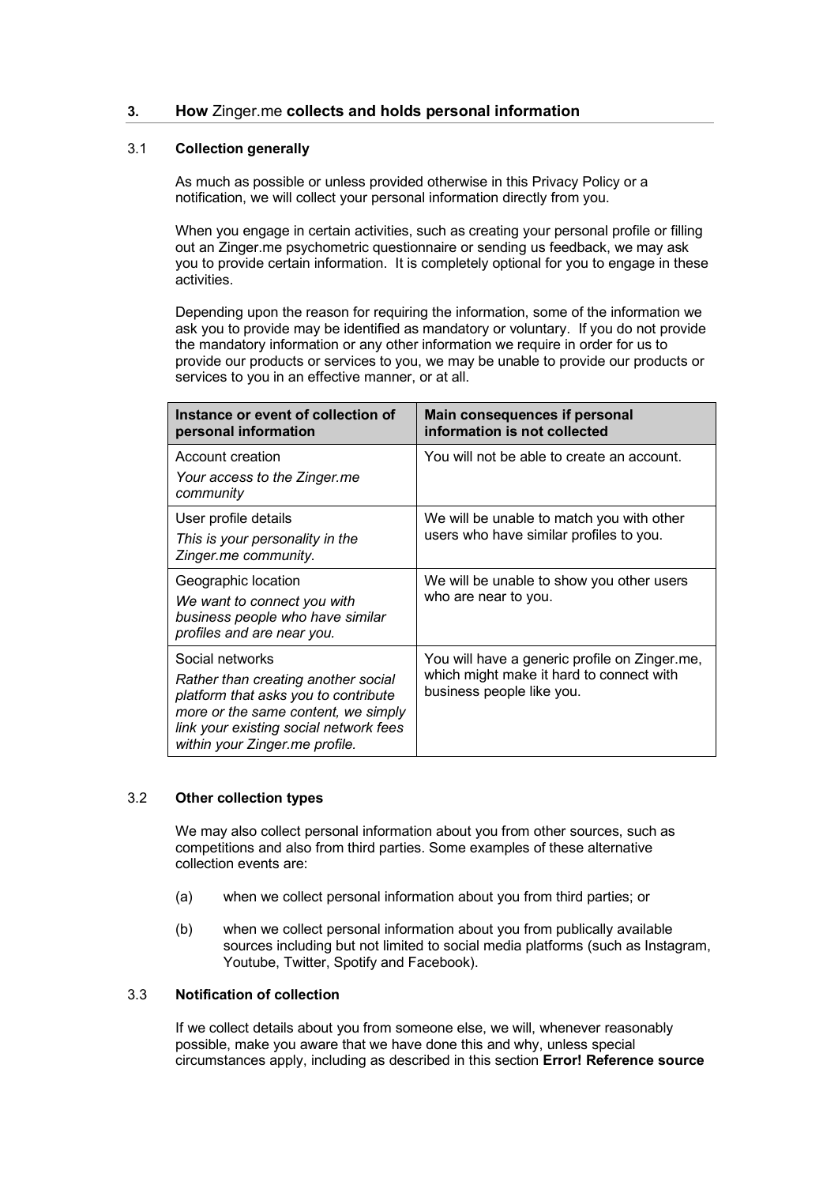## 3. **How** Zinger.me **collects and holds personal information**

### 3.1 **Collection generally**

As much as possible or unless provided otherwise in this Privacy Policy or a notification, we will collect your personal information directly from you.

When you engage in certain activities, such as creating your personal profile or filling out an Zinger.me psychometric questionnaire or sending us feedback, we may ask you to provide certain information. It is completely optional for you to engage in these activities.

Depending upon the reason for requiring the information, some of the information we ask you to provide may be identified as mandatory or voluntary. If you do not provide the mandatory information or any other information we require in order for us to provide our products or services to you, we may be unable to provide our products or services to you in an effective manner, or at all.

| Instance or event of collection of personal information | Main consequences if personal information is not collected |
| --- | --- |
| Account creation<br>*Your access to the Zinger.me community* | You will not be able to create an account. |
| User profile details<br>*This is your personality in the Zinger.me community.* | We will be unable to match you with other users who have similar profiles to you. |
| Geographic location<br>*We want to connect you with business people who have similar profiles and are near you.* | We will be unable to show you other users who are near to you. |
| Social networks<br>*Rather than creating another social platform that asks you to contribute more or the same content, we simply link your existing social network fees within your Zinger.me profile.* | You will have a generic profile on Zinger.me, which might make it hard to connect with business people like you. |

### 3.2 **Other collection types**

We may also collect personal information about you from other sources, such as competitions and also from third parties. Some examples of these alternative collection events are:

(a) when we collect personal information about you from third parties; or

(b) when we collect personal information about you from publically available sources including but not limited to social media platforms (such as Instagram, Youtube, Twitter, Spotify and Facebook).

### 3.3 **Notification of collection**

If we collect details about you from someone else, we will, whenever reasonably possible, make you aware that we have done this and why, unless special circumstances apply, including as described in this section **Error! Reference source**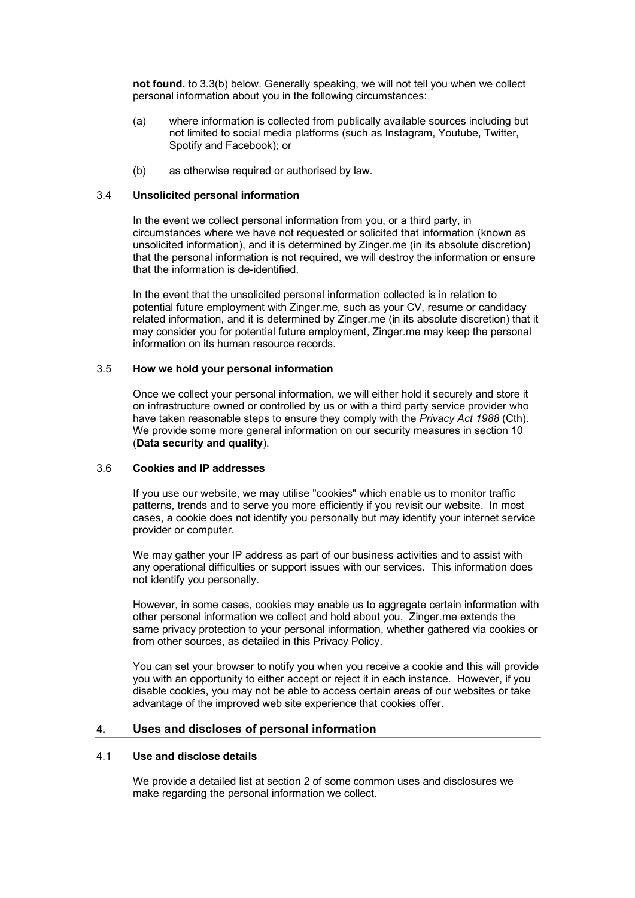**not found.** to 3.3(b) below. Generally speaking, we will not tell you when we collect personal information about you in the following circumstances:

(a) where information is collected from publically available sources including but not limited to social media platforms (such as Instagram, Youtube, Twitter, Spotify and Facebook); or

(b) as otherwise required or authorised by law.

### 3.4 Unsolicited personal information

In the event we collect personal information from you, or a third party, in circumstances where we have not requested or solicited that information (known as unsolicited information), and it is determined by Zinger.me (in its absolute discretion) that the personal information is not required, we will destroy the information or ensure that the information is de-identified.

In the event that the unsolicited personal information collected is in relation to potential future employment with Zinger.me, such as your CV, resume or candidacy related information, and it is determined by Zinger.me (in its absolute discretion) that it may consider you for potential future employment, Zinger.me may keep the personal information on its human resource records.

### 3.5 How we hold your personal information

Once we collect your personal information, we will either hold it securely and store it on infrastructure owned or controlled by us or with a third party service provider who have taken reasonable steps to ensure they comply with the *Privacy Act 1988* (Cth). We provide some more general information on our security measures in section 10 (**Data security and quality**).

### 3.6 Cookies and IP addresses

If you use our website, we may utilise "cookies" which enable us to monitor traffic patterns, trends and to serve you more efficiently if you revisit our website. In most cases, a cookie does not identify you personally but may identify your internet service provider or computer.

We may gather your IP address as part of our business activities and to assist with any operational difficulties or support issues with our services. This information does not identify you personally.

However, in some cases, cookies may enable us to aggregate certain information with other personal information we collect and hold about you. Zinger.me extends the same privacy protection to your personal information, whether gathered via cookies or from other sources, as detailed in this Privacy Policy.

You can set your browser to notify you when you receive a cookie and this will provide you with an opportunity to either accept or reject it in each instance. However, if you disable cookies, you may not be able to access certain areas of our websites or take advantage of the improved web site experience that cookies offer.

## 4. Uses and discloses of personal information

### 4.1 Use and disclose details

We provide a detailed list at section 2 of some common uses and disclosures we make regarding the personal information we collect.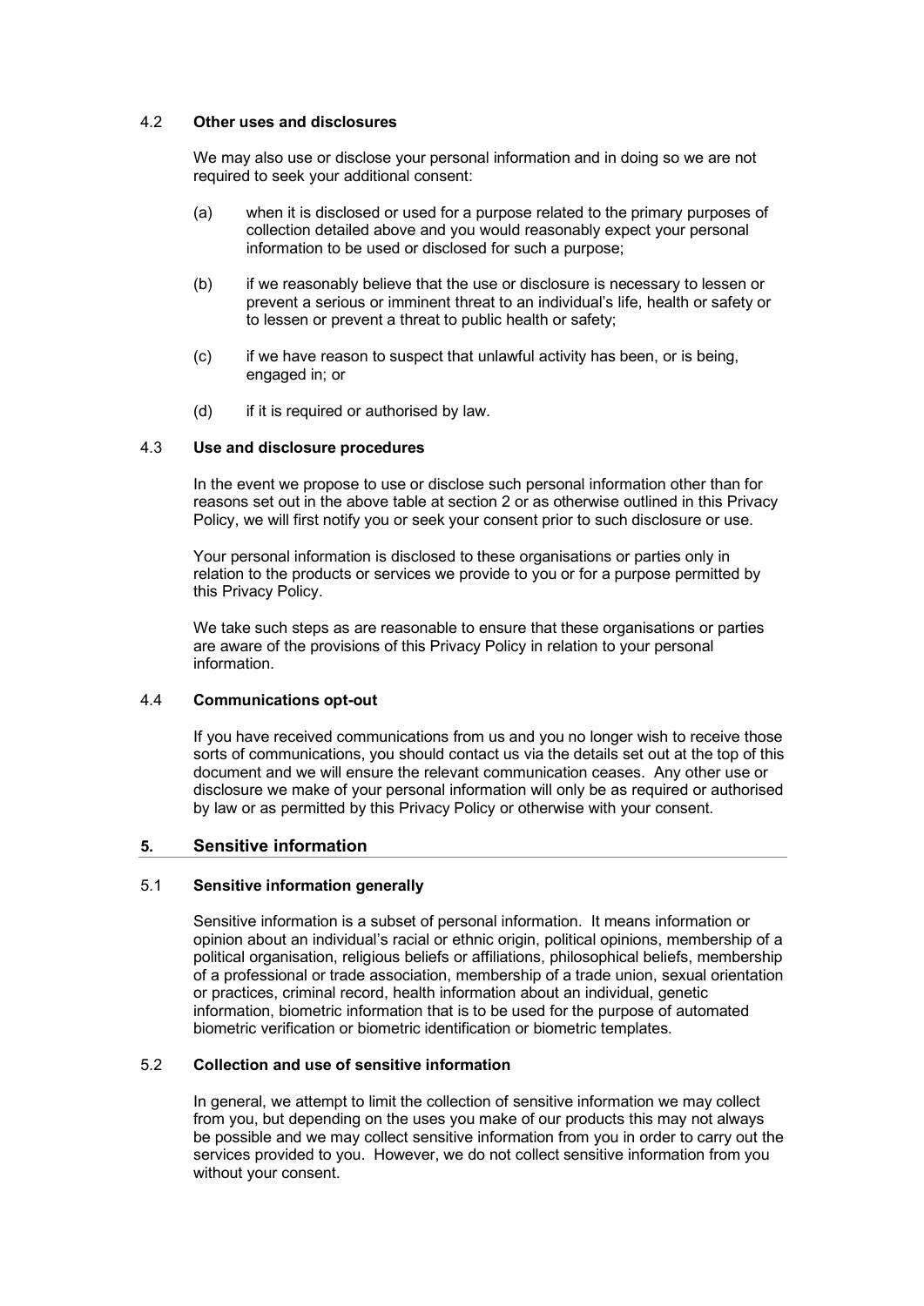### 4.2 Other uses and disclosures

We may also use or disclose your personal information and in doing so we are not required to seek your additional consent:

(a) when it is disclosed or used for a purpose related to the primary purposes of collection detailed above and you would reasonably expect your personal information to be used or disclosed for such a purpose;

(b) if we reasonably believe that the use or disclosure is necessary to lessen or prevent a serious or imminent threat to an individual's life, health or safety or to lessen or prevent a threat to public health or safety;

(c) if we have reason to suspect that unlawful activity has been, or is being, engaged in; or

(d) if it is required or authorised by law.

### 4.3 Use and disclosure procedures

In the event we propose to use or disclose such personal information other than for reasons set out in the above table at section 2 or as otherwise outlined in this Privacy Policy, we will first notify you or seek your consent prior to such disclosure or use.

Your personal information is disclosed to these organisations or parties only in relation to the products or services we provide to you or for a purpose permitted by this Privacy Policy.

We take such steps as are reasonable to ensure that these organisations or parties are aware of the provisions of this Privacy Policy in relation to your personal information.

### 4.4 Communications opt-out

If you have received communications from us and you no longer wish to receive those sorts of communications, you should contact us via the details set out at the top of this document and we will ensure the relevant communication ceases. Any other use or disclosure we make of your personal information will only be as required or authorised by law or as permitted by this Privacy Policy or otherwise with your consent.

## 5. Sensitive information

### 5.1 Sensitive information generally

Sensitive information is a subset of personal information. It means information or opinion about an individual's racial or ethnic origin, political opinions, membership of a political organisation, religious beliefs or affiliations, philosophical beliefs, membership of a professional or trade association, membership of a trade union, sexual orientation or practices, criminal record, health information about an individual, genetic information, biometric information that is to be used for the purpose of automated biometric verification or biometric identification or biometric templates.

### 5.2 Collection and use of sensitive information

In general, we attempt to limit the collection of sensitive information we may collect from you, but depending on the uses you make of our products this may not always be possible and we may collect sensitive information from you in order to carry out the services provided to you. However, we do not collect sensitive information from you without your consent.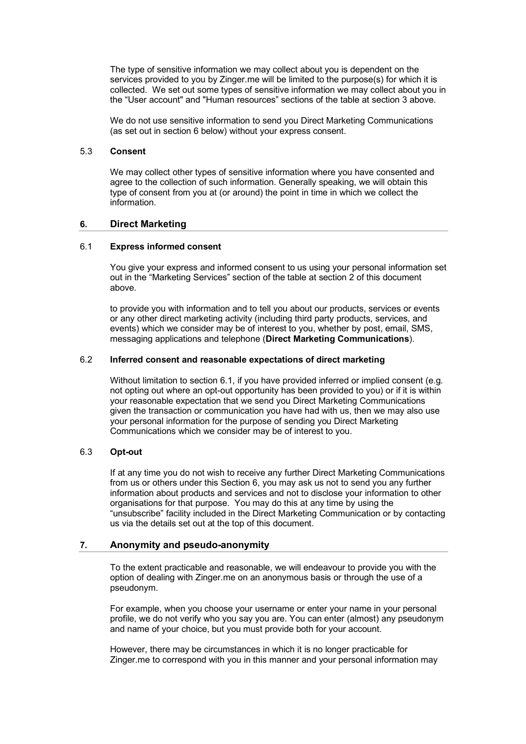The type of sensitive information we may collect about you is dependent on the services provided to you by Zinger.me will be limited to the purpose(s) for which it is collected. We set out some types of sensitive information we may collect about you in the "User account" and "Human resources" sections of the table at section 3 above.

We do not use sensitive information to send you Direct Marketing Communications (as set out in section 6 below) without your express consent.

### 5.3 **Consent**

We may collect other types of sensitive information where you have consented and agree to the collection of such information. Generally speaking, we will obtain this type of consent from you at (or around) the point in time in which we collect the information.

## 6. Direct Marketing

### 6.1 **Express informed consent**

You give your express and informed consent to us using your personal information set out in the "Marketing Services" section of the table at section 2 of this document above.

to provide you with information and to tell you about our products, services or events or any other direct marketing activity (including third party products, services, and events) which we consider may be of interest to you, whether by post, email, SMS, messaging applications and telephone (**Direct Marketing Communications**).

### 6.2 **Inferred consent and reasonable expectations of direct marketing**

Without limitation to section 6.1, if you have provided inferred or implied consent (e.g. not opting out where an opt-out opportunity has been provided to you) or if it is within your reasonable expectation that we send you Direct Marketing Communications given the transaction or communication you have had with us, then we may also use your personal information for the purpose of sending you Direct Marketing Communications which we consider may be of interest to you.

### 6.3 **Opt-out**

If at any time you do not wish to receive any further Direct Marketing Communications from us or others under this Section 6, you may ask us not to send you any further information about products and services and not to disclose your information to other organisations for that purpose. You may do this at any time by using the "unsubscribe" facility included in the Direct Marketing Communication or by contacting us via the details set out at the top of this document.

## 7. Anonymity and pseudo-anonymity

To the extent practicable and reasonable, we will endeavour to provide you with the option of dealing with Zinger.me on an anonymous basis or through the use of a pseudonym.

For example, when you choose your username or enter your name in your personal profile, we do not verify who you say you are. You can enter (almost) any pseudonym and name of your choice, but you must provide both for your account.

However, there may be circumstances in which it is no longer practicable for Zinger.me to correspond with you in this manner and your personal information may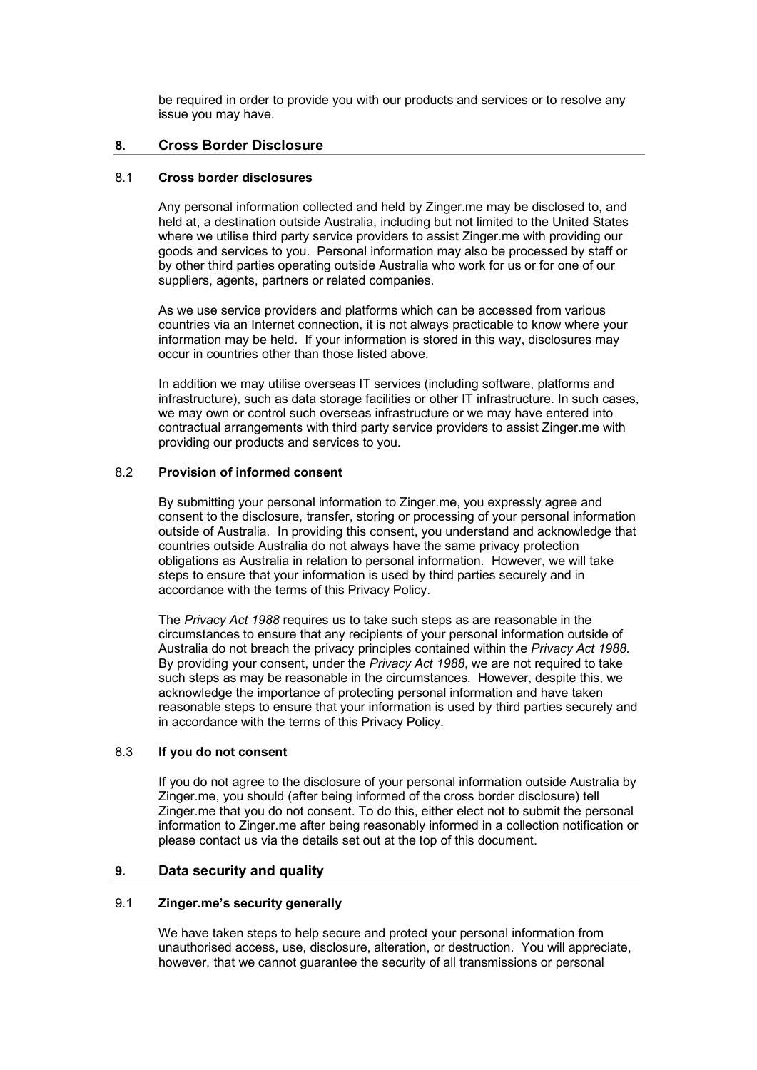be required in order to provide you with our products and services or to resolve any issue you may have.

## 8. Cross Border Disclosure

### 8.1 Cross border disclosures

Any personal information collected and held by Zinger.me may be disclosed to, and held at, a destination outside Australia, including but not limited to the United States where we utilise third party service providers to assist Zinger.me with providing our goods and services to you. Personal information may also be processed by staff or by other third parties operating outside Australia who work for us or for one of our suppliers, agents, partners or related companies.

As we use service providers and platforms which can be accessed from various countries via an Internet connection, it is not always practicable to know where your information may be held. If your information is stored in this way, disclosures may occur in countries other than those listed above.

In addition we may utilise overseas IT services (including software, platforms and infrastructure), such as data storage facilities or other IT infrastructure. In such cases, we may own or control such overseas infrastructure or we may have entered into contractual arrangements with third party service providers to assist Zinger.me with providing our products and services to you.

### 8.2 Provision of informed consent

By submitting your personal information to Zinger.me, you expressly agree and consent to the disclosure, transfer, storing or processing of your personal information outside of Australia. In providing this consent, you understand and acknowledge that countries outside Australia do not always have the same privacy protection obligations as Australia in relation to personal information. However, we will take steps to ensure that your information is used by third parties securely and in accordance with the terms of this Privacy Policy.

The *Privacy Act 1988* requires us to take such steps as are reasonable in the circumstances to ensure that any recipients of your personal information outside of Australia do not breach the privacy principles contained within the *Privacy Act 1988*. By providing your consent, under the *Privacy Act 1988*, we are not required to take such steps as may be reasonable in the circumstances. However, despite this, we acknowledge the importance of protecting personal information and have taken reasonable steps to ensure that your information is used by third parties securely and in accordance with the terms of this Privacy Policy.

### 8.3 If you do not consent

If you do not agree to the disclosure of your personal information outside Australia by Zinger.me, you should (after being informed of the cross border disclosure) tell Zinger.me that you do not consent. To do this, either elect not to submit the personal information to Zinger.me after being reasonably informed in a collection notification or please contact us via the details set out at the top of this document.

## 9. Data security and quality

### 9.1 Zinger.me's security generally

We have taken steps to help secure and protect your personal information from unauthorised access, use, disclosure, alteration, or destruction. You will appreciate, however, that we cannot guarantee the security of all transmissions or personal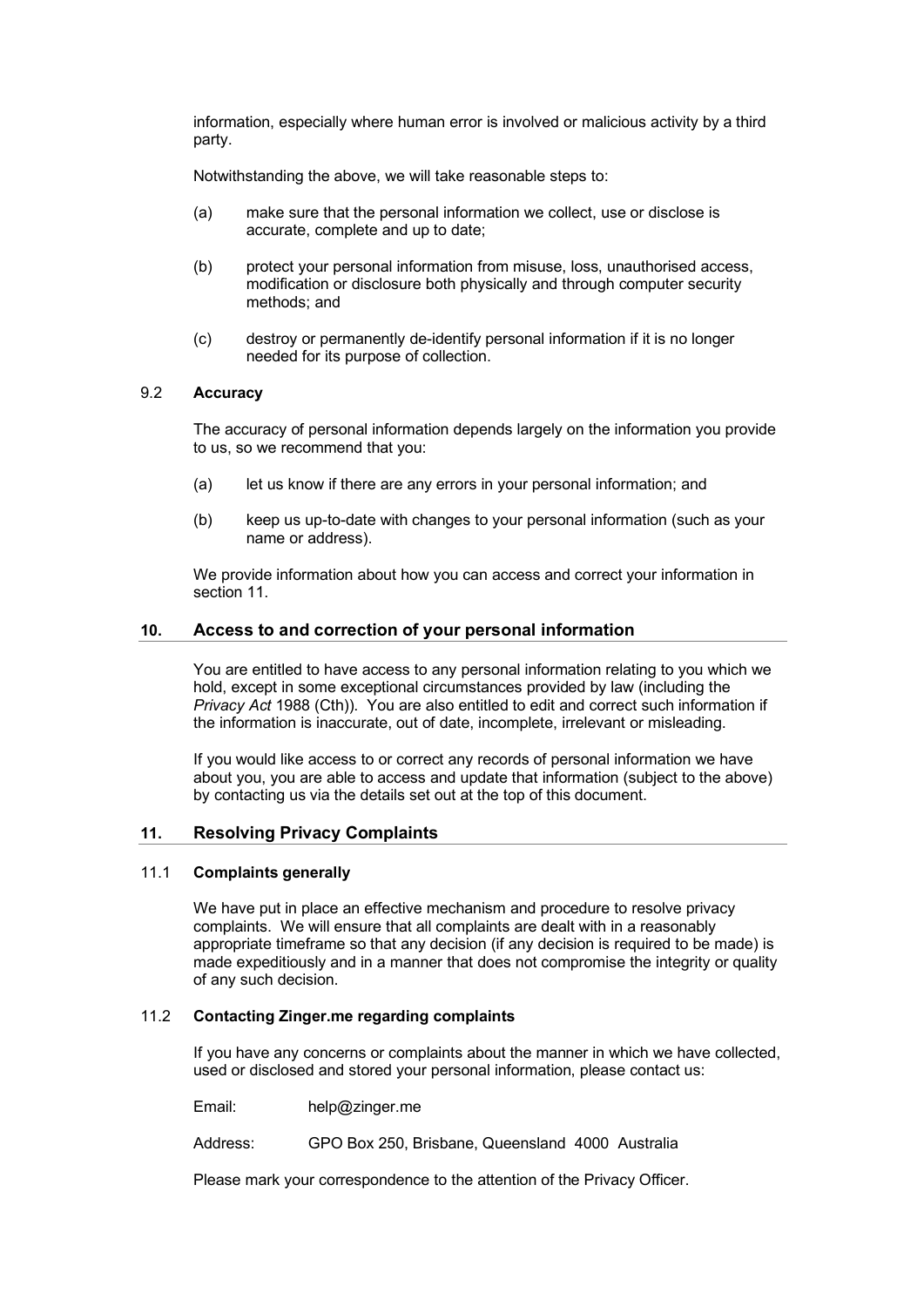information, especially where human error is involved or malicious activity by a third party.

Notwithstanding the above, we will take reasonable steps to:

(a) make sure that the personal information we collect, use or disclose is accurate, complete and up to date;

(b) protect your personal information from misuse, loss, unauthorised access, modification or disclosure both physically and through computer security methods; and

(c) destroy or permanently de-identify personal information if it is no longer needed for its purpose of collection.

### 9.2 Accuracy

The accuracy of personal information depends largely on the information you provide to us, so we recommend that you:

(a) let us know if there are any errors in your personal information; and

(b) keep us up-to-date with changes to your personal information (such as your name or address).

We provide information about how you can access and correct your information in section 11.

## 10. Access to and correction of your personal information

You are entitled to have access to any personal information relating to you which we hold, except in some exceptional circumstances provided by law (including the *Privacy Act* 1988 (Cth)). You are also entitled to edit and correct such information if the information is inaccurate, out of date, incomplete, irrelevant or misleading.

If you would like access to or correct any records of personal information we have about you, you are able to access and update that information (subject to the above) by contacting us via the details set out at the top of this document.

## 11. Resolving Privacy Complaints

### 11.1 Complaints generally

We have put in place an effective mechanism and procedure to resolve privacy complaints. We will ensure that all complaints are dealt with in a reasonably appropriate timeframe so that any decision (if any decision is required to be made) is made expeditiously and in a manner that does not compromise the integrity or quality of any such decision.

### 11.2 Contacting Zinger.me regarding complaints

If you have any concerns or complaints about the manner in which we have collected, used or disclosed and stored your personal information, please contact us:

Email: help@zinger.me

Address: GPO Box 250, Brisbane, Queensland 4000 Australia

Please mark your correspondence to the attention of the Privacy Officer.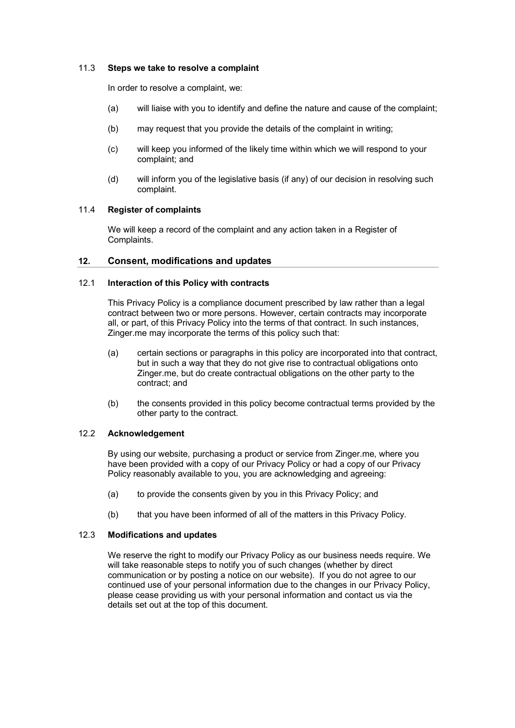### 11.3 Steps we take to resolve a complaint

In order to resolve a complaint, we:

(a) will liaise with you to identify and define the nature and cause of the complaint;

(b) may request that you provide the details of the complaint in writing;

(c) will keep you informed of the likely time within which we will respond to your complaint; and

(d) will inform you of the legislative basis (if any) of our decision in resolving such complaint.

### 11.4 Register of complaints

We will keep a record of the complaint and any action taken in a Register of Complaints.

## 12. Consent, modifications and updates

### 12.1 Interaction of this Policy with contracts

This Privacy Policy is a compliance document prescribed by law rather than a legal contract between two or more persons. However, certain contracts may incorporate all, or part, of this Privacy Policy into the terms of that contract. In such instances, Zinger.me may incorporate the terms of this policy such that:

(a) certain sections or paragraphs in this policy are incorporated into that contract, but in such a way that they do not give rise to contractual obligations onto Zinger.me, but do create contractual obligations on the other party to the contract; and

(b) the consents provided in this policy become contractual terms provided by the other party to the contract.

### 12.2 Acknowledgement

By using our website, purchasing a product or service from Zinger.me, where you have been provided with a copy of our Privacy Policy or had a copy of our Privacy Policy reasonably available to you, you are acknowledging and agreeing:

(a) to provide the consents given by you in this Privacy Policy; and

(b) that you have been informed of all of the matters in this Privacy Policy.

### 12.3 Modifications and updates

We reserve the right to modify our Privacy Policy as our business needs require. We will take reasonable steps to notify you of such changes (whether by direct communication or by posting a notice on our website). If you do not agree to our continued use of your personal information due to the changes in our Privacy Policy, please cease providing us with your personal information and contact us via the details set out at the top of this document.